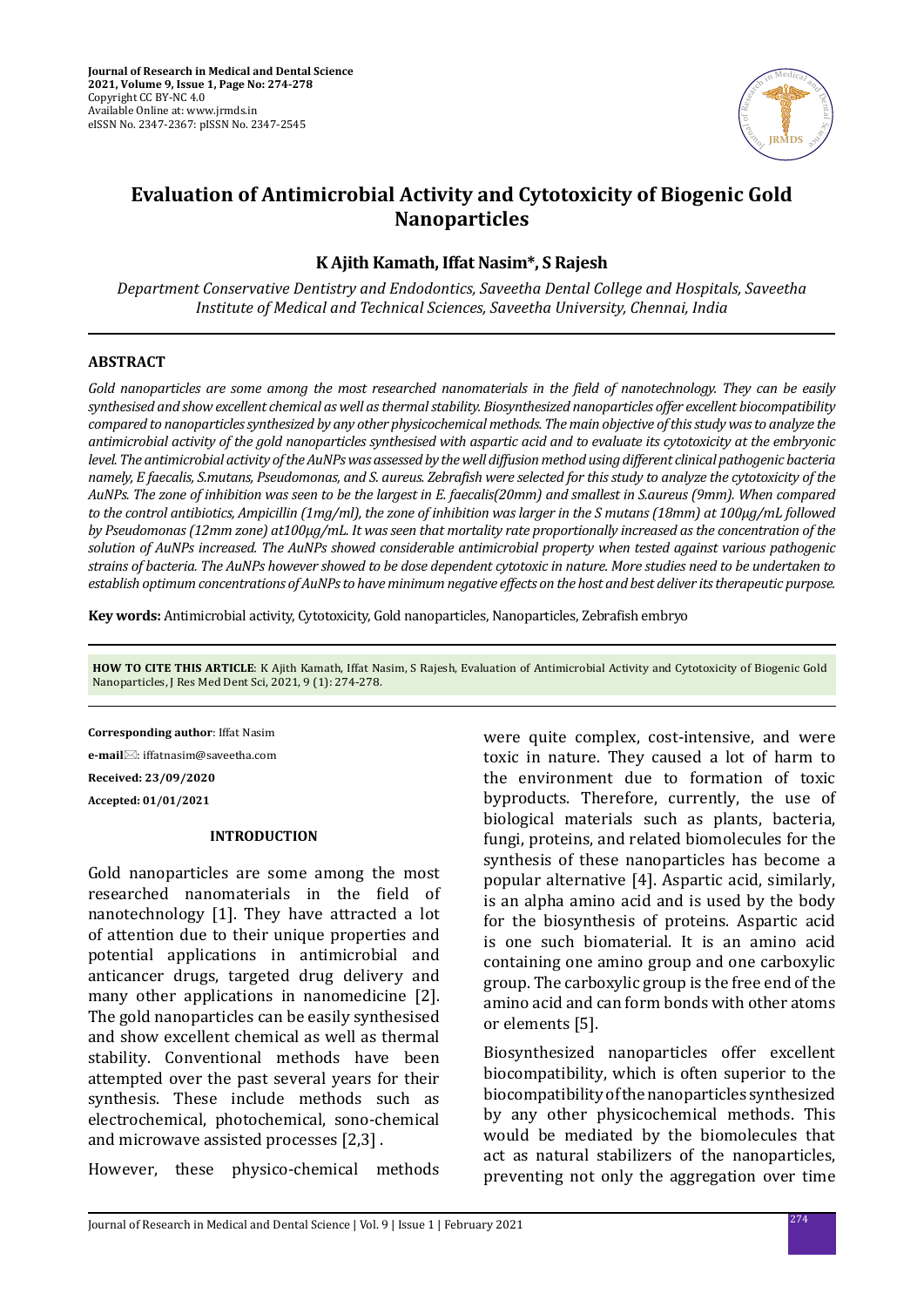Journal of Research in Medical and Dental Science
2021, Volume 9, Issue 1, Page No: 274-278
Copyright CC BY-NC 4.0
Available Online at: www.jrmds.in
eISSN No. 2347-2367: pISSN No. 2347-2545

# Evaluation of Antimicrobial Activity and Cytotoxicity of Biogenic Gold Nanoparticles

**K Ajith Kamath, Iffat Nasim\*, S Rajesh**

*Department Conservative Dentistry and Endodontics, Saveetha Dental College and Hospitals, Saveetha Institute of Medical and Technical Sciences, Saveetha University, Chennai, India*

## ABSTRACT

*Gold nanoparticles are some among the most researched nanomaterials in the field of nanotechnology. They can be easily synthesised and show excellent chemical as well as thermal stability. Biosynthesized nanoparticles offer excellent biocompatibility compared to nanoparticles synthesized by any other physicochemical methods. The main objective of this study was to analyze the antimicrobial activity of the gold nanoparticles synthesised with aspartic acid and to evaluate its cytotoxicity at the embryonic level. The antimicrobial activity of the AuNPs was assessed by the well diffusion method using different clinical pathogenic bacteria namely, E faecalis, S.mutans, Pseudomonas, and S. aureus. Zebrafish were selected for this study to analyze the cytotoxicity of the AuNPs. The zone of inhibition was seen to be the largest in E. faecalis(20mm) and smallest in S.aureus (9mm). When compared to the control antibiotics, Ampicillin (1mg/ml), the zone of inhibition was larger in the S mutans (18mm) at 100µg/mL followed by Pseudomonas (12mm zone) at100µg/mL. It was seen that mortality rate proportionally increased as the concentration of the solution of AuNPs increased. The AuNPs showed considerable antimicrobial property when tested against various pathogenic strains of bacteria. The AuNPs however showed to be dose dependent cytotoxic in nature. More studies need to be undertaken to establish optimum concentrations of AuNPs to have minimum negative effects on the host and best deliver its therapeutic purpose.*

**Key words:** Antimicrobial activity, Cytotoxicity, Gold nanoparticles, Nanoparticles, Zebrafish embryo

**HOW TO CITE THIS ARTICLE**: K Ajith Kamath, Iffat Nasim, S Rajesh, Evaluation of Antimicrobial Activity and Cytotoxicity of Biogenic Gold Nanoparticles, J Res Med Dent Sci, 2021, 9 (1): 274-278.

**Corresponding author**: Iffat Nasim

**e-mail**: iffatnasim@saveetha.com

**Received: 23/09/2020**

**Accepted: 01/01/2021**

## INTRODUCTION

Gold nanoparticles are some among the most researched nanomaterials in the field of nanotechnology [1]. They have attracted a lot of attention due to their unique properties and potential applications in antimicrobial and anticancer drugs, targeted drug delivery and many other applications in nanomedicine [2]. The gold nanoparticles can be easily synthesised and show excellent chemical as well as thermal stability. Conventional methods have been attempted over the past several years for their synthesis. These include methods such as electrochemical, photochemical, sono-chemical and microwave assisted processes [2,3] .

However, these physico-chemical methods were quite complex, cost-intensive, and were toxic in nature. They caused a lot of harm to the environment due to formation of toxic byproducts. Therefore, currently, the use of biological materials such as plants, bacteria, fungi, proteins, and related biomolecules for the synthesis of these nanoparticles has become a popular alternative [4]. Aspartic acid, similarly, is an alpha amino acid and is used by the body for the biosynthesis of proteins. Aspartic acid is one such biomaterial. It is an amino acid containing one amino group and one carboxylic group. The carboxylic group is the free end of the amino acid and can form bonds with other atoms or elements [5].

Biosynthesized nanoparticles offer excellent biocompatibility, which is often superior to the biocompatibility of the nanoparticles synthesized by any other physicochemical methods. This would be mediated by the biomolecules that act as natural stabilizers of the nanoparticles, preventing not only the aggregation over time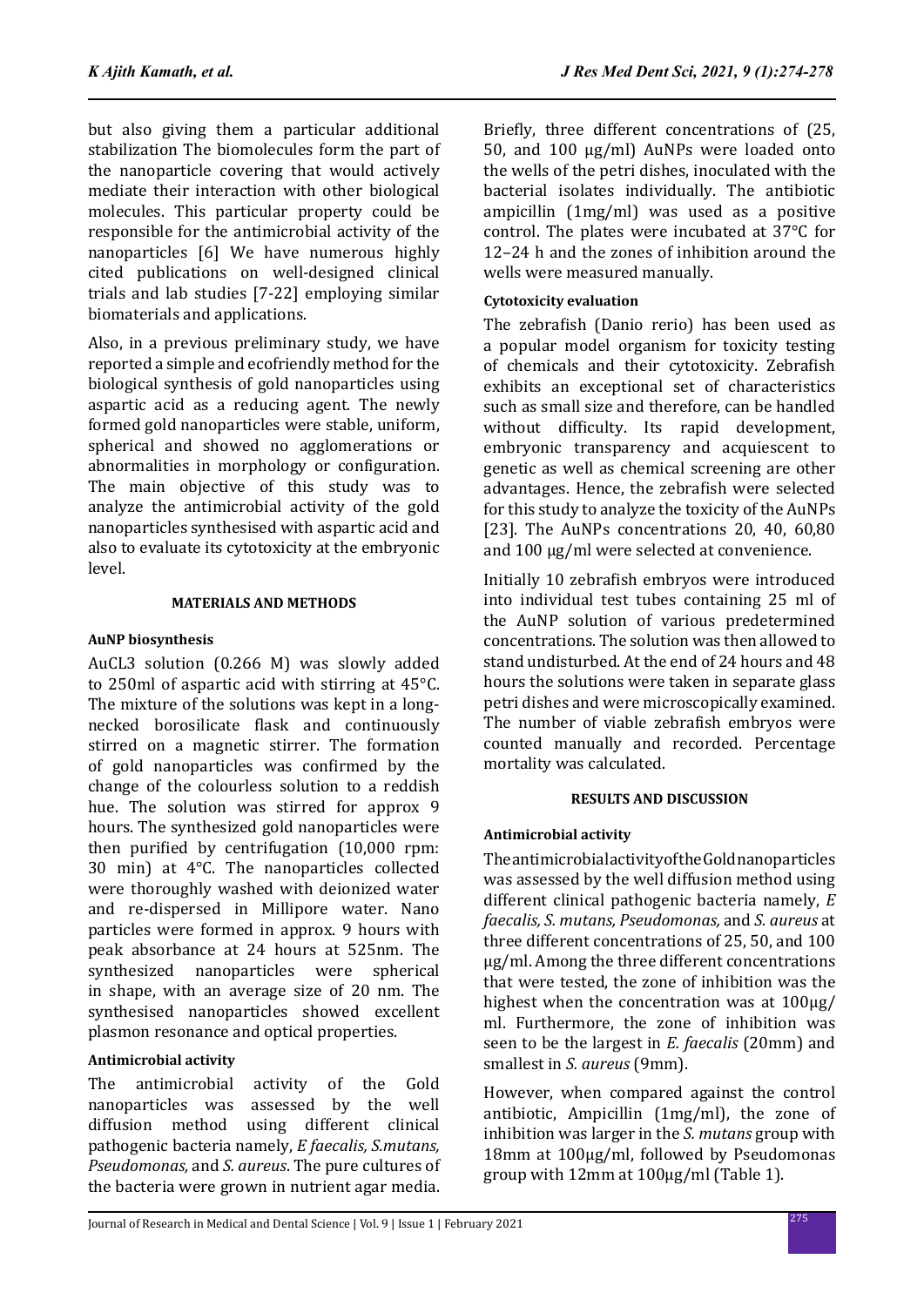but also giving them a particular additional stabilization The biomolecules form the part of the nanoparticle covering that would actively mediate their interaction with other biological molecules. This particular property could be responsible for the antimicrobial activity of the nanoparticles [6] We have numerous highly cited publications on well-designed clinical trials and lab studies [7-22] employing similar biomaterials and applications.

Also, in a previous preliminary study, we have reported a simple and ecofriendly method for the biological synthesis of gold nanoparticles using aspartic acid as a reducing agent. The newly formed gold nanoparticles were stable, uniform, spherical and showed no agglomerations or abnormalities in morphology or configuration. The main objective of this study was to analyze the antimicrobial activity of the gold nanoparticles synthesised with aspartic acid and also to evaluate its cytotoxicity at the embryonic level.

## MATERIALS AND METHODS

### AuNP biosynthesis

$AuCL_3$ solution (0.266 M) was slowly added to 250ml of aspartic acid with stirring at 45°C. The mixture of the solutions was kept in a long-necked borosilicate flask and continuously stirred on a magnetic stirrer. The formation of gold nanoparticles was confirmed by the change of the colourless solution to a reddish hue. The solution was stirred for approx 9 hours. The synthesized gold nanoparticles were then purified by centrifugation (10,000 rpm: 30 min) at 4°C. The nanoparticles collected were thoroughly washed with deionized water and re-dispersed in Millipore water. Nano particles were formed in approx. 9 hours with peak absorbance at 24 hours at 525nm. The synthesized nanoparticles were spherical in shape, with an average size of 20 nm. The synthesised nanoparticles showed excellent plasmon resonance and optical properties.

### Antimicrobial activity

The antimicrobial activity of the Gold nanoparticles was assessed by the well diffusion method using different clinical pathogenic bacteria namely, *E faecalis, S.mutans, Pseudomonas,* and *S. aureus*. The pure cultures of the bacteria were grown in nutrient agar media. Briefly, three different concentrations of (25, 50, and 100 μg/ml) AuNPs were loaded onto the wells of the petri dishes, inoculated with the bacterial isolates individually. The antibiotic ampicillin (1mg/ml) was used as a positive control. The plates were incubated at 37°C for 12–24 h and the zones of inhibition around the wells were measured manually.

### Cytotoxicity evaluation

The zebrafish (Danio rerio) has been used as a popular model organism for toxicity testing of chemicals and their cytotoxicity. Zebrafish exhibits an exceptional set of characteristics such as small size and therefore, can be handled without difficulty. Its rapid development, embryonic transparency and acquiescent to genetic as well as chemical screening are other advantages. Hence, the zebrafish were selected for this study to analyze the toxicity of the AuNPs [23]. The AuNPs concentrations 20, 40, 60,80 and 100 μg/ml were selected at convenience.

Initially 10 zebrafish embryos were introduced into individual test tubes containing 25 ml of the AuNP solution of various predetermined concentrations. The solution was then allowed to stand undisturbed. At the end of 24 hours and 48 hours the solutions were taken in separate glass petri dishes and were microscopically examined. The number of viable zebrafish embryos were counted manually and recorded. Percentage mortality was calculated.

## RESULTS AND DISCUSSION

### Antimicrobial activity

The antimicrobial activity of the Gold nanoparticles was assessed by the well diffusion method using different clinical pathogenic bacteria namely, *E faecalis, S. mutans, Pseudomonas,* and *S. aureus* at three different concentrations of 25, 50, and 100 μg/ml. Among the three different concentrations that were tested, the zone of inhibition was the highest when the concentration was at 100μg/ml. Furthermore, the zone of inhibition was seen to be the largest in *E. faecalis* (20mm) and smallest in *S. aureus* (9mm).

However, when compared against the control antibiotic, Ampicillin (1mg/ml), the zone of inhibition was larger in the *S. mutans* group with 18mm at 100μg/ml, followed by Pseudomonas group with 12mm at 100μg/ml (Table 1).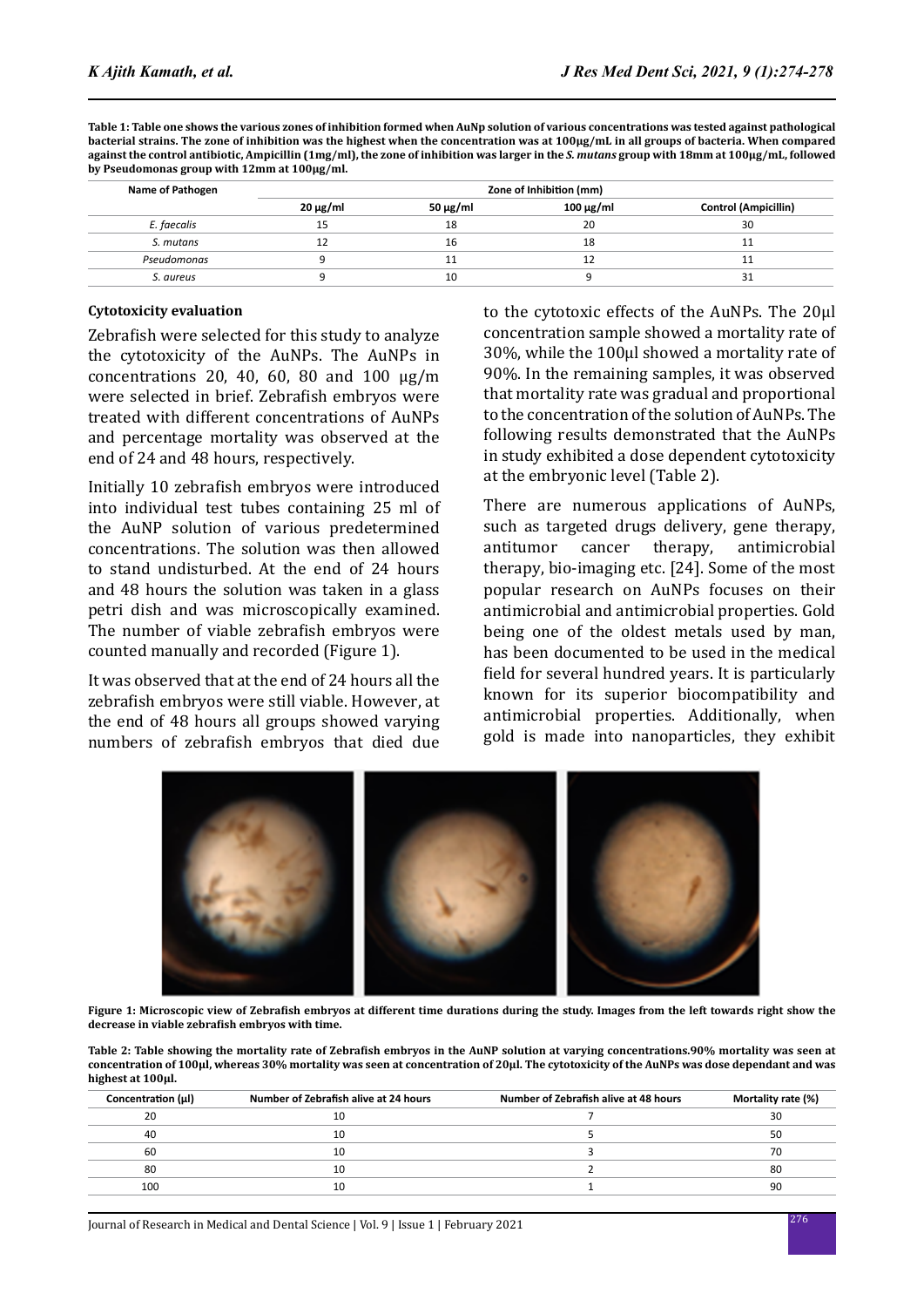**Table 1: Table one shows the various zones of inhibition formed when AuNp solution of various concentrations was tested against pathological bacterial strains. The zone of inhibition was the highest when the concentration was at 100μg/mL in all groups of bacteria. When compared against the control antibiotic, Ampicillin (1mg/ml), the zone of inhibition was larger in the *S. mutans* group with 18mm at 100μg/mL, followed by Pseudomonas group with 12mm at 100μg/ml.**

| Name of Pathogen | Zone of Inhibition (mm) | | | |
|---|---|---|---|---|
| | 20 μg/ml | 50 μg/ml | 100 μg/ml | Control (Ampicillin) |
| *E. faecalis* | 15 | 18 | 20 | 30 |
| *S. mutans* | 12 | 16 | 18 | 11 |
| *Pseudomonas* | 9 | 11 | 12 | 11 |
| *S. aureus* | 9 | 10 | 9 | 31 |

**Cytotoxicity evaluation**

Zebrafish were selected for this study to analyze the cytotoxicity of the AuNPs. The AuNPs in concentrations 20, 40, 60, 80 and 100 μg/m were selected in brief. Zebrafish embryos were treated with different concentrations of AuNPs and percentage mortality was observed at the end of 24 and 48 hours, respectively.

Initially 10 zebrafish embryos were introduced into individual test tubes containing 25 ml of the AuNP solution of various predetermined concentrations. The solution was then allowed to stand undisturbed. At the end of 24 hours and 48 hours the solution was taken in a glass petri dish and was microscopically examined. The number of viable zebrafish embryos were counted manually and recorded (Figure 1).

It was observed that at the end of 24 hours all the zebrafish embryos were still viable. However, at the end of 48 hours all groups showed varying numbers of zebrafish embryos that died due to the cytotoxic effects of the AuNPs. The 20μl concentration sample showed a mortality rate of 30%, while the 100μl showed a mortality rate of 90%. In the remaining samples, it was observed that mortality rate was gradual and proportional to the concentration of the solution of AuNPs. The following results demonstrated that the AuNPs in study exhibited a dose dependent cytotoxicity at the embryonic level (Table 2).

There are numerous applications of AuNPs, such as targeted drugs delivery, gene therapy, antitumor cancer therapy, antimicrobial therapy, bio-imaging etc. [24]. Some of the most popular research on AuNPs focuses on their antimicrobial and antimicrobial properties. Gold being one of the oldest metals used by man, has been documented to be used in the medical field for several hundred years. It is particularly known for its superior biocompatibility and antimicrobial properties. Additionally, when gold is made into nanoparticles, they exhibit

**Figure 1: Microscopic view of Zebrafish embryos at different time durations during the study. Images from the left towards right show the decrease in viable zebrafish embryos with time.**

**Table 2: Table showing the mortality rate of Zebrafish embryos in the AuNP solution at varying concentrations.90% mortality was seen at concentration of 100μl, whereas 30% mortality was seen at concentration of 20μl. The cytotoxicity of the AuNPs was dose dependant and was highest at 100μl.**

| Concentration (μl) | Number of Zebrafish alive at 24 hours | Number of Zebrafish alive at 48 hours | Mortality rate (%) |
|---|---|---|---|
| 20 | 10 | 7 | 30 |
| 40 | 10 | 5 | 50 |
| 60 | 10 | 3 | 70 |
| 80 | 10 | 2 | 80 |
| 100 | 10 | 1 | 90 |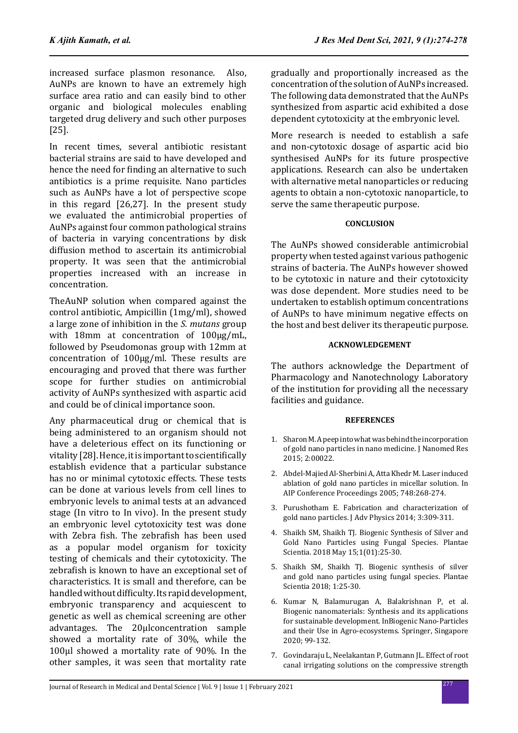increased surface plasmon resonance. Also, AuNPs are known to have an extremely high surface area ratio and can easily bind to other organic and biological molecules enabling targeted drug delivery and such other purposes [25].

In recent times, several antibiotic resistant bacterial strains are said to have developed and hence the need for finding an alternative to such antibiotics is a prime requisite. Nano particles such as AuNPs have a lot of perspective scope in this regard [26,27]. In the present study we evaluated the antimicrobial properties of AuNPs against four common pathological strains of bacteria in varying concentrations by disk diffusion method to ascertain its antimicrobial property. It was seen that the antimicrobial properties increased with an increase in concentration.

TheAuNP solution when compared against the control antibiotic, Ampicillin (1mg/ml), showed a large zone of inhibition in the *S. mutans* group with 18mm at concentration of 100µg/mL, followed by Pseudomonas group with 12mm at concentration of 100µg/ml. These results are encouraging and proved that there was further scope for further studies on antimicrobial activity of AuNPs synthesized with aspartic acid and could be of clinical importance soon.

Any pharmaceutical drug or chemical that is being administered to an organism should not have a deleterious effect on its functioning or vitality [28]. Hence, it is important to scientifically establish evidence that a particular substance has no or minimal cytotoxic effects. These tests can be done at various levels from cell lines to embryonic levels to animal tests at an advanced stage (In vitro to In vivo). In the present study an embryonic level cytotoxicity test was done with Zebra fish. The zebrafish has been used as a popular model organism for toxicity testing of chemicals and their cytotoxicity. The zebrafish is known to have an exceptional set of characteristics. It is small and therefore, can be handled without difficulty. Its rapid development, embryonic transparency and acquiescent to genetic as well as chemical screening are other advantages. The 20µlconcentration sample showed a mortality rate of 30%, while the 100µl showed a mortality rate of 90%. In the other samples, it was seen that mortality rate gradually and proportionally increased as the concentration of the solution of AuNPs increased. The following data demonstrated that the AuNPs synthesized from aspartic acid exhibited a dose dependent cytotoxicity at the embryonic level.

More research is needed to establish a safe and non-cytotoxic dosage of aspartic acid bio synthesised AuNPs for its future prospective applications. Research can also be undertaken with alternative metal nanoparticles or reducing agents to obtain a non-cytotoxic nanoparticle, to serve the same therapeutic purpose.

## CONCLUSION

The AuNPs showed considerable antimicrobial property when tested against various pathogenic strains of bacteria. The AuNPs however showed to be cytotoxic in nature and their cytotoxicity was dose dependent. More studies need to be undertaken to establish optimum concentrations of AuNPs to have minimum negative effects on the host and best deliver its therapeutic purpose.

## ACKNOWLEDGEMENT

The authors acknowledge the Department of Pharmacology and Nanotechnology Laboratory of the institution for providing all the necessary facilities and guidance.

## REFERENCES

1. Sharon M. A peep into what was behind the incorporation of gold nano particles in nano medicine. J Nanomed Res 2015; 2:00022.
2. Abdel-Majied Al-Sherbini A, Atta Khedr M. Laser induced ablation of gold nano particles in micellar solution. In AIP Conference Proceedings 2005; 748:268-274.
3. Purushotham E. Fabrication and characterization of gold nano particles. J Adv Physics 2014; 3:309-311.
4. Shaikh SM, Shaikh TJ. Biogenic Synthesis of Silver and Gold Nano Particles using Fungal Species. Plantae Scientia. 2018 May 15;1(01):25-30.
5. Shaikh SM, Shaikh TJ. Biogenic synthesis of silver and gold nano particles using fungal species. Plantae Scientia 2018; 1:25-30.
6. Kumar N, Balamurugan A, Balakrishnan P, et al. Biogenic nanomaterials: Synthesis and its applications for sustainable development. InBiogenic Nano-Particles and their Use in Agro-ecosystems. Springer, Singapore 2020; 99-132.
7. Govindaraju L, Neelakantan P, Gutmann JL. Effect of root canal irrigating solutions on the compressive strength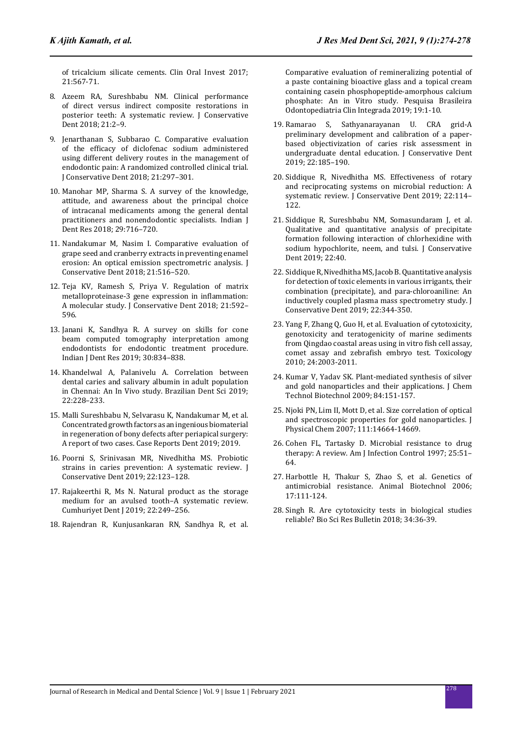of tricalcium silicate cements. Clin Oral Invest 2017; 21:567-71.

8. Azeem RA, Sureshbabu NM. Clinical performance of direct versus indirect composite restorations in posterior teeth: A systematic review. J Conservative Dent 2018; 21:2–9.

9. Jenarthanan S, Subbarao C. Comparative evaluation of the efficacy of diclofenac sodium administered using different delivery routes in the management of endodontic pain: A randomized controlled clinical trial. J Conservative Dent 2018; 21:297–301.

10. Manohar MP, Sharma S. A survey of the knowledge, attitude, and awareness about the principal choice of intracanal medicaments among the general dental practitioners and nonendodontic specialists. Indian J Dent Res 2018; 29:716–720.

11. Nandakumar M, Nasim I. Comparative evaluation of grape seed and cranberry extracts in preventing enamel erosion: An optical emission spectrometric analysis. J Conservative Dent 2018; 21:516–520.

12. Teja KV, Ramesh S, Priya V. Regulation of matrix metalloproteinase-3 gene expression in inflammation: A molecular study. J Conservative Dent 2018; 21:592–596.

13. Janani K, Sandhya R. A survey on skills for cone beam computed tomography interpretation among endodontists for endodontic treatment procedure. Indian J Dent Res 2019; 30:834–838.

14. Khandelwal A, Palanivelu A. Correlation between dental caries and salivary albumin in adult population in Chennai: An In Vivo study. Brazilian Dent Sci 2019; 22:228–233.

15. Malli Sureshbabu N, Selvarasu K, Nandakumar M, et al. Concentrated growth factors as an ingenious biomaterial in regeneration of bony defects after periapical surgery: A report of two cases. Case Reports Dent 2019; 2019.

16. Poorni S, Srinivasan MR, Nivedhitha MS. Probiotic strains in caries prevention: A systematic review. J Conservative Dent 2019; 22:123–128.

17. Rajakeerthi R, Ms N. Natural product as the storage medium for an avulsed tooth–A systematic review. Cumhuriyet Dent J 2019; 22:249–256.

18. Rajendran R, Kunjusankaran RN, Sandhya R, et al. Comparative evaluation of remineralizing potential of a paste containing bioactive glass and a topical cream containing casein phosphopeptide-amorphous calcium phosphate: An in Vitro study. Pesquisa Brasileira Odontopediatria Clin Integrada 2019; 19:1-10.

19. Ramarao S, Sathyanarayanan U. CRA grid-A preliminary development and calibration of a paper-based objectivization of caries risk assessment in undergraduate dental education. J Conservative Dent 2019; 22:185–190.

20. Siddique R, Nivedhitha MS. Effectiveness of rotary and reciprocating systems on microbial reduction: A systematic review. J Conservative Dent 2019; 22:114–122.

21. Siddique R, Sureshbabu NM, Somasundaram J, et al. Qualitative and quantitative analysis of precipitate formation following interaction of chlorhexidine with sodium hypochlorite, neem, and tulsi. J Conservative Dent 2019; 22:40.

22. Siddique R, Nivedhitha MS, Jacob B. Quantitative analysis for detection of toxic elements in various irrigants, their combination (precipitate), and para-chloroaniline: An inductively coupled plasma mass spectrometry study. J Conservative Dent 2019; 22:344-350.

23. Yang F, Zhang Q, Guo H, et al. Evaluation of cytotoxicity, genotoxicity and teratogenicity of marine sediments from Qingdao coastal areas using in vitro fish cell assay, comet assay and zebrafish embryo test. Toxicology 2010; 24:2003-2011.

24. Kumar V, Yadav SK. Plant-mediated synthesis of silver and gold nanoparticles and their applications. J Chem Technol Biotechnol 2009; 84:151-157.

25. Njoki PN, Lim II, Mott D, et al. Size correlation of optical and spectroscopic properties for gold nanoparticles. J Physical Chem 2007; 111:14664-14669.

26. Cohen FL, Tartasky D. Microbial resistance to drug therapy: A review. Am J Infection Control 1997; 25:51–64.

27. Harbottle H, Thakur S, Zhao S, et al. Genetics of antimicrobial resistance. Animal Biotechnol 2006; 17:111-124.

28. Singh R. Are cytotoxicity tests in biological studies reliable? Bio Sci Res Bulletin 2018; 34:36-39.